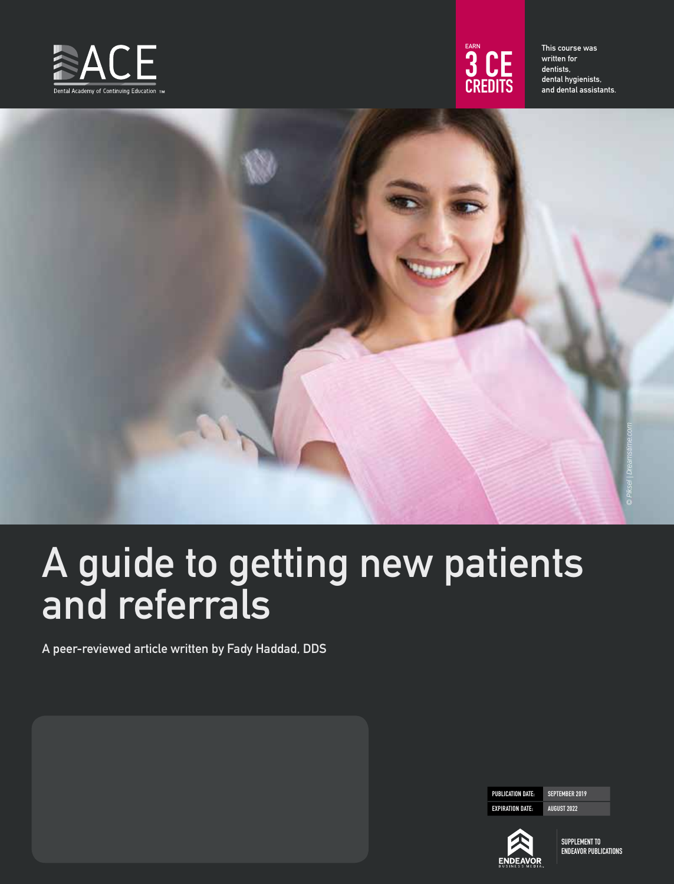ACE

Dental Academy of Continuing Education ™

EARN **3 CE CREDITS**

This course was written for dentists, dental hygienists, and dental assistants.

© Piksel | Dreamstime.com

# A guide to getting new patients and referrals

A peer-reviewed article written by Fady Haddad, DDS

| PUBLICATION DATE: | SEPTEMBER 2019 |
| --- | --- |
| EXPIRATION DATE: | AUGUST 2022 |

ENDEAVOR BUSINESS MEDIA

SUPPLEMENT TO ENDEAVOR PUBLICATIONS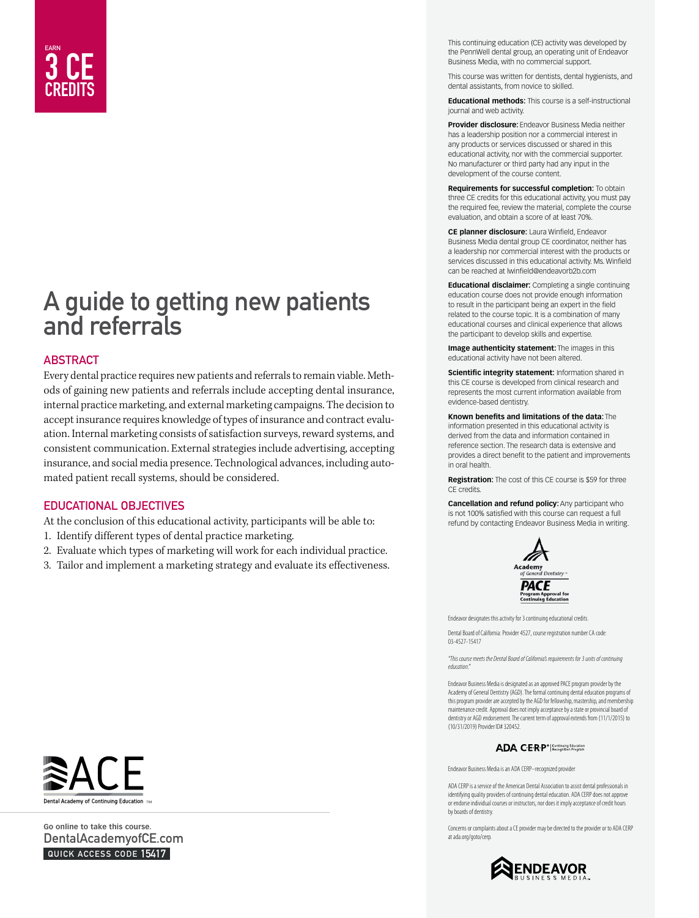EARN
**3 CE CREDITS**

# A guide to getting new patients and referrals

## ABSTRACT

Every dental practice requires new patients and referrals to remain viable. Methods of gaining new patients and referrals include accepting dental insurance, internal practice marketing, and external marketing campaigns. The decision to accept insurance requires knowledge of types of insurance and contract evaluation. Internal marketing consists of satisfaction surveys, reward systems, and consistent communication. External strategies include advertising, accepting insurance, and social media presence. Technological advances, including automated patient recall systems, should be considered.

## EDUCATIONAL OBJECTIVES

At the conclusion of this educational activity, participants will be able to:

1. Identify different types of dental practice marketing.
2. Evaluate which types of marketing will work for each individual practice.
3. Tailor and implement a marketing strategy and evaluate its effectiveness.

ACE
Dental Academy of Continuing Education ™

Go online to take this course.
DentalAcademyofCE.com
QUICK ACCESS CODE 15417

This continuing education (CE) activity was developed by the PennWell dental group, an operating unit of Endeavor Business Media, with no commercial support.

This course was written for dentists, dental hygienists, and dental assistants, from novice to skilled.

**Educational methods:** This course is a self-instructional journal and web activity.

**Provider disclosure:** Endeavor Business Media neither has a leadership position nor a commercial interest in any products or services discussed or shared in this educational activity, nor with the commercial supporter. No manufacturer or third party had any input in the development of the course content.

**Requirements for successful completion:** To obtain three CE credits for this educational activity, you must pay the required fee, review the material, complete the course evaluation, and obtain a score of at least 70%.

**CE planner disclosure:** Laura Winfield, Endeavor Business Media dental group CE coordinator, neither has a leadership nor commercial interest with the products or services discussed in this educational activity. Ms. Winfield can be reached at lwinfield@endeavorb2b.com

**Educational disclaimer:** Completing a single continuing education course does not provide enough information to result in the participant being an expert in the field related to the course topic. It is a combination of many educational courses and clinical experience that allows the participant to develop skills and expertise.

**Image authenticity statement:** The images in this educational activity have not been altered.

**Scientific integrity statement:** Information shared in this CE course is developed from clinical research and represents the most current information available from evidence-based dentistry.

**Known benefits and limitations of the data:** The information presented in this educational activity is derived from the data and information contained in reference section. The research data is extensive and provides a direct benefit to the patient and improvements in oral health.

**Registration:** The cost of this CE course is $59 for three CE credits.

**Cancellation and refund policy:** Any participant who is not 100% satisfied with this course can request a full refund by contacting Endeavor Business Media in writing.

Academy of General Dentistry
PACE
Program Approval for Continuing Education

Endeavor designates this activity for 3 continuing educational credits.

Dental Board of California: Provider 4527, course registration number CA code: 03-4527-15417

*"This course meets the Dental Board of California's requirements for 3 units of continuing education."*

Endeavor Business Media is designated as an approved PACE program provider by the Academy of General Dentistry (AGD). The formal continuing dental education programs of this program provider are accepted by the AGD for fellowship, mastership, and membership maintenance credit. Approval does not imply acceptance by a state or provincial board of dentistry or AGD endorsement. The current term of approval extends from (11/1/2015) to (10/31/2019) Provider ID# 320452.

ADA CERP® | Continuing Education Recognition Program

Endeavor Business Media is an ADA CERP–recognized provider

ADA CERP is a service of the American Dental Association to assist dental professionals in identifying quality providers of continuing dental education. ADA CERP does not approve or endorse individual courses or instructors, nor does it imply acceptance of credit hours by boards of dentistry.

Concerns or complaints about a CE provider may be directed to the provider or to ADA CERP at ada.org/goto/cerp.

ENDEAVOR BUSINESS MEDIA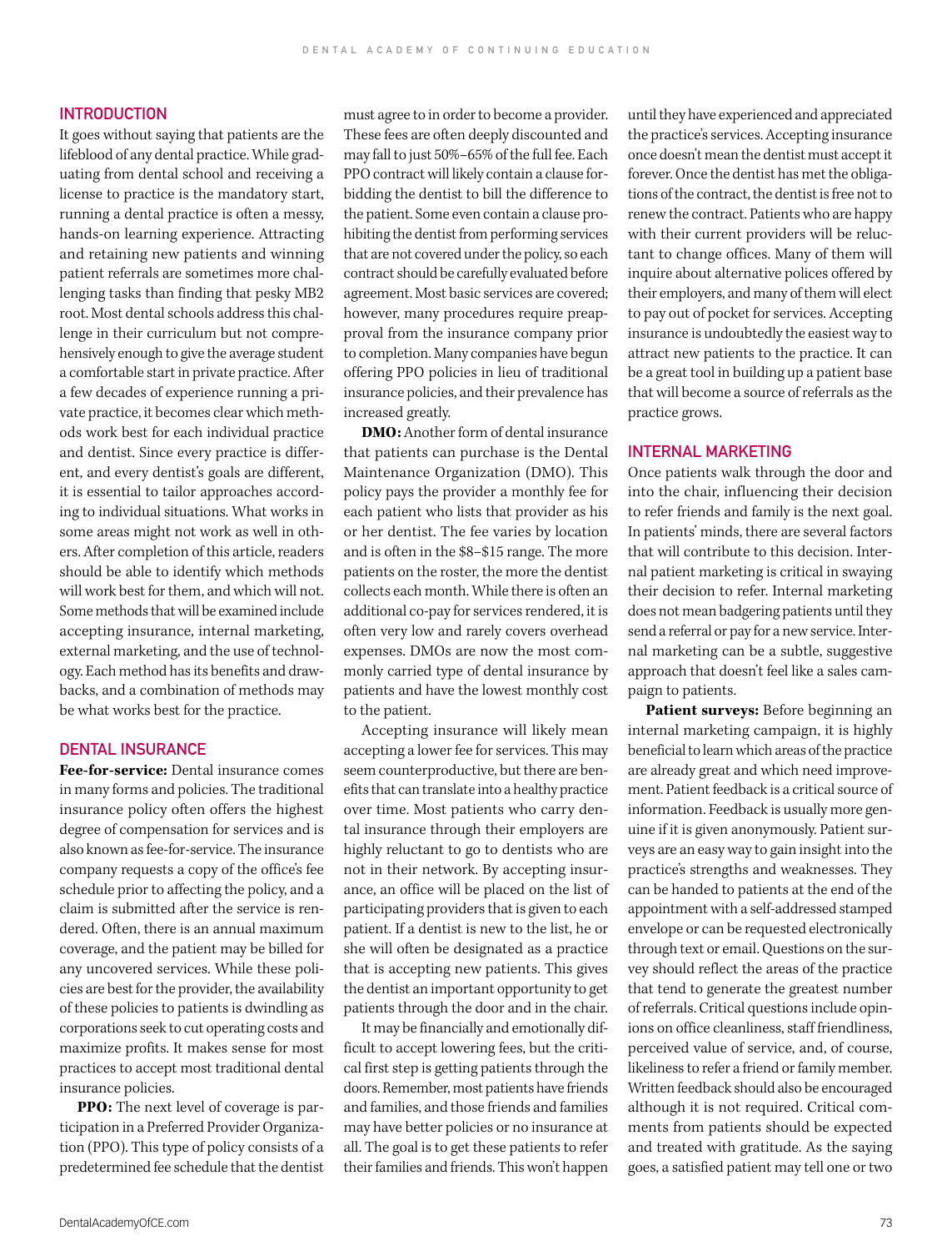## INTRODUCTION

It goes without saying that patients are the lifeblood of any dental practice. While graduating from dental school and receiving a license to practice is the mandatory start, running a dental practice is often a messy, hands-on learning experience. Attracting and retaining new patients and winning patient referrals are sometimes more challenging tasks than finding that pesky MB2 root. Most dental schools address this challenge in their curriculum but not comprehensively enough to give the average student a comfortable start in private practice. After a few decades of experience running a private practice, it becomes clear which methods work best for each individual practice and dentist. Since every practice is different, and every dentist's goals are different, it is essential to tailor approaches according to individual situations. What works in some areas might not work as well in others. After completion of this article, readers should be able to identify which methods will work best for them, and which will not. Some methods that will be examined include accepting insurance, internal marketing, external marketing, and the use of technology. Each method has its benefits and drawbacks, and a combination of methods may be what works best for the practice.

## DENTAL INSURANCE

**Fee-for-service:** Dental insurance comes in many forms and policies. The traditional insurance policy often offers the highest degree of compensation for services and is also known as fee-for-service. The insurance company requests a copy of the office's fee schedule prior to affecting the policy, and a claim is submitted after the service is rendered. Often, there is an annual maximum coverage, and the patient may be billed for any uncovered services. While these policies are best for the provider, the availability of these policies to patients is dwindling as corporations seek to cut operating costs and maximize profits. It makes sense for most practices to accept most traditional dental insurance policies.

**PPO:** The next level of coverage is participation in a Preferred Provider Organization (PPO). This type of policy consists of a predetermined fee schedule that the dentist must agree to in order to become a provider. These fees are often deeply discounted and may fall to just 50%–65% of the full fee. Each PPO contract will likely contain a clause forbidding the dentist to bill the difference to the patient. Some even contain a clause prohibiting the dentist from performing services that are not covered under the policy, so each contract should be carefully evaluated before agreement. Most basic services are covered; however, many procedures require preapproval from the insurance company prior to completion. Many companies have begun offering PPO policies in lieu of traditional insurance policies, and their prevalence has increased greatly.

**DMO:** Another form of dental insurance that patients can purchase is the Dental Maintenance Organization (DMO). This policy pays the provider a monthly fee for each patient who lists that provider as his or her dentist. The fee varies by location and is often in the $8–$15 range. The more patients on the roster, the more the dentist collects each month. While there is often an additional co-pay for services rendered, it is often very low and rarely covers overhead expenses. DMOs are now the most commonly carried type of dental insurance by patients and have the lowest monthly cost to the patient.

Accepting insurance will likely mean accepting a lower fee for services. This may seem counterproductive, but there are benefits that can translate into a healthy practice over time. Most patients who carry dental insurance through their employers are highly reluctant to go to dentists who are not in their network. By accepting insurance, an office will be placed on the list of participating providers that is given to each patient. If a dentist is new to the list, he or she will often be designated as a practice that is accepting new patients. This gives the dentist an important opportunity to get patients through the door and in the chair.

It may be financially and emotionally difficult to accept lowering fees, but the critical first step is getting patients through the doors. Remember, most patients have friends and families, and those friends and families may have better policies or no insurance at all. The goal is to get these patients to refer their families and friends. This won't happen until they have experienced and appreciated the practice's services. Accepting insurance once doesn't mean the dentist must accept it forever. Once the dentist has met the obligations of the contract, the dentist is free not to renew the contract. Patients who are happy with their current providers will be reluctant to change offices. Many of them will inquire about alternative polices offered by their employers, and many of them will elect to pay out of pocket for services. Accepting insurance is undoubtedly the easiest way to attract new patients to the practice. It can be a great tool in building up a patient base that will become a source of referrals as the practice grows.

## INTERNAL MARKETING

Once patients walk through the door and into the chair, influencing their decision to refer friends and family is the next goal. In patients' minds, there are several factors that will contribute to this decision. Internal patient marketing is critical in swaying their decision to refer. Internal marketing does not mean badgering patients until they send a referral or pay for a new service. Internal marketing can be a subtle, suggestive approach that doesn't feel like a sales campaign to patients.

**Patient surveys:** Before beginning an internal marketing campaign, it is highly beneficial to learn which areas of the practice are already great and which need improvement. Patient feedback is a critical source of information. Feedback is usually more genuine if it is given anonymously. Patient surveys are an easy way to gain insight into the practice's strengths and weaknesses. They can be handed to patients at the end of the appointment with a self-addressed stamped envelope or can be requested electronically through text or email. Questions on the survey should reflect the areas of the practice that tend to generate the greatest number of referrals. Critical questions include opinions on office cleanliness, staff friendliness, perceived value of service, and, of course, likeliness to refer a friend or family member. Written feedback should also be encouraged although it is not required. Critical comments from patients should be expected and treated with gratitude. As the saying goes, a satisfied patient may tell one or two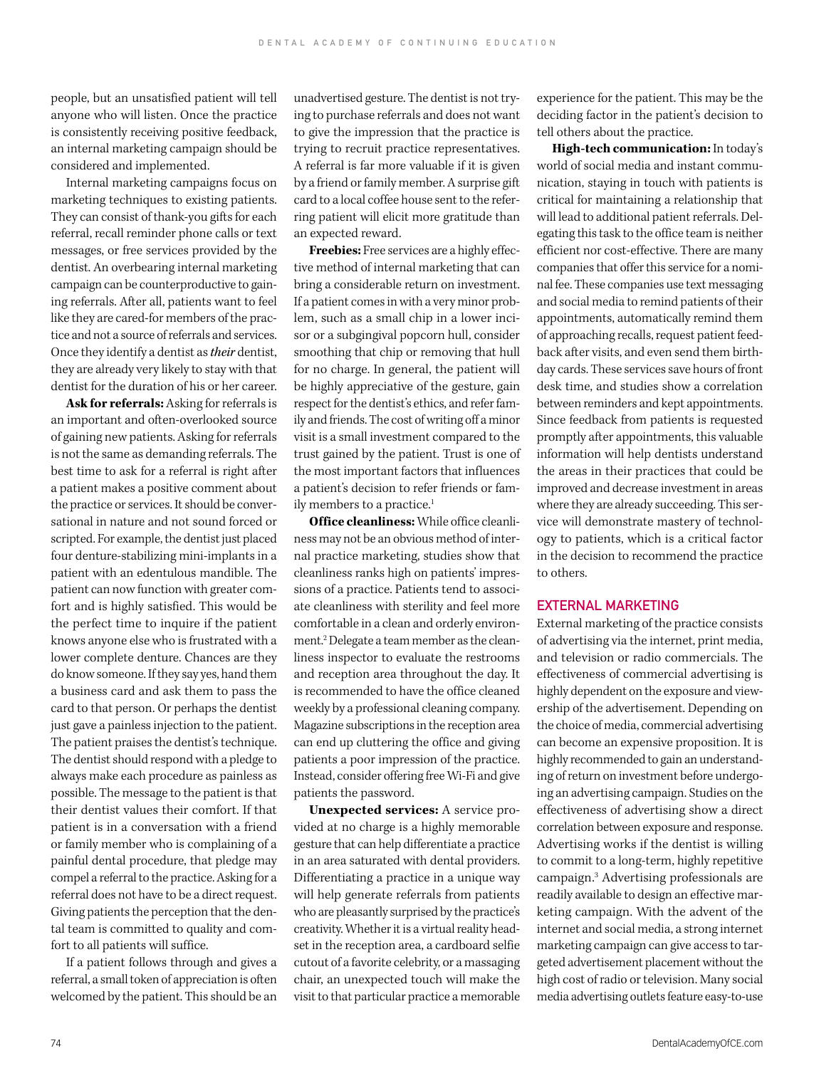people, but an unsatisfied patient will tell anyone who will listen. Once the practice is consistently receiving positive feedback, an internal marketing campaign should be considered and implemented.

Internal marketing campaigns focus on marketing techniques to existing patients. They can consist of thank-you gifts for each referral, recall reminder phone calls or text messages, or free services provided by the dentist. An overbearing internal marketing campaign can be counterproductive to gaining referrals. After all, patients want to feel like they are cared-for members of the practice and not a source of referrals and services. Once they identify a dentist as ***their*** dentist, they are already very likely to stay with that dentist for the duration of his or her career.

**Ask for referrals:** Asking for referrals is an important and often-overlooked source of gaining new patients. Asking for referrals is not the same as demanding referrals. The best time to ask for a referral is right after a patient makes a positive comment about the practice or services. It should be conversational in nature and not sound forced or scripted. For example, the dentist just placed four denture-stabilizing mini-implants in a patient with an edentulous mandible. The patient can now function with greater comfort and is highly satisfied. This would be the perfect time to inquire if the patient knows anyone else who is frustrated with a lower complete denture. Chances are they do know someone. If they say yes, hand them a business card and ask them to pass the card to that person. Or perhaps the dentist just gave a painless injection to the patient. The patient praises the dentist's technique. The dentist should respond with a pledge to always make each procedure as painless as possible. The message to the patient is that their dentist values their comfort. If that patient is in a conversation with a friend or family member who is complaining of a painful dental procedure, that pledge may compel a referral to the practice. Asking for a referral does not have to be a direct request. Giving patients the perception that the dental team is committed to quality and comfort to all patients will suffice.

If a patient follows through and gives a referral, a small token of appreciation is often welcomed by the patient. This should be an unadvertised gesture. The dentist is not trying to purchase referrals and does not want to give the impression that the practice is trying to recruit practice representatives. A referral is far more valuable if it is given by a friend or family member. A surprise gift card to a local coffee house sent to the referring patient will elicit more gratitude than an expected reward.

**Freebies:** Free services are a highly effective method of internal marketing that can bring a considerable return on investment. If a patient comes in with a very minor problem, such as a small chip in a lower incisor or a subgingival popcorn hull, consider smoothing that chip or removing that hull for no charge. In general, the patient will be highly appreciative of the gesture, gain respect for the dentist's ethics, and refer family and friends. The cost of writing off a minor visit is a small investment compared to the trust gained by the patient. Trust is one of the most important factors that influences a patient's decision to refer friends or family members to a practice.[1]

**Office cleanliness:** While office cleanliness may not be an obvious method of internal practice marketing, studies show that cleanliness ranks high on patients' impressions of a practice. Patients tend to associate cleanliness with sterility and feel more comfortable in a clean and orderly environment.[2] Delegate a team member as the cleanliness inspector to evaluate the restrooms and reception area throughout the day. It is recommended to have the office cleaned weekly by a professional cleaning company. Magazine subscriptions in the reception area can end up cluttering the office and giving patients a poor impression of the practice. Instead, consider offering free Wi-Fi and give patients the password.

**Unexpected services:** A service provided at no charge is a highly memorable gesture that can help differentiate a practice in an area saturated with dental providers. Differentiating a practice in a unique way will help generate referrals from patients who are pleasantly surprised by the practice's creativity. Whether it is a virtual reality headset in the reception area, a cardboard selfie cutout of a favorite celebrity, or a massaging chair, an unexpected touch will make the visit to that particular practice a memorable experience for the patient. This may be the deciding factor in the patient's decision to tell others about the practice.

**High-tech communication:** In today's world of social media and instant communication, staying in touch with patients is critical for maintaining a relationship that will lead to additional patient referrals. Delegating this task to the office team is neither efficient nor cost-effective. There are many companies that offer this service for a nominal fee. These companies use text messaging and social media to remind patients of their appointments, automatically remind them of approaching recalls, request patient feedback after visits, and even send them birthday cards. These services save hours of front desk time, and studies show a correlation between reminders and kept appointments. Since feedback from patients is requested promptly after appointments, this valuable information will help dentists understand the areas in their practices that could be improved and decrease investment in areas where they are already succeeding. This service will demonstrate mastery of technology to patients, which is a critical factor in the decision to recommend the practice to others.

## EXTERNAL MARKETING

External marketing of the practice consists of advertising via the internet, print media, and television or radio commercials. The effectiveness of commercial advertising is highly dependent on the exposure and viewership of the advertisement. Depending on the choice of media, commercial advertising can become an expensive proposition. It is highly recommended to gain an understanding of return on investment before undergoing an advertising campaign. Studies on the effectiveness of advertising show a direct correlation between exposure and response. Advertising works if the dentist is willing to commit to a long-term, highly repetitive campaign.[3] Advertising professionals are readily available to design an effective marketing campaign. With the advent of the internet and social media, a strong internet marketing campaign can give access to targeted advertisement placement without the high cost of radio or television. Many social media advertising outlets feature easy-to-use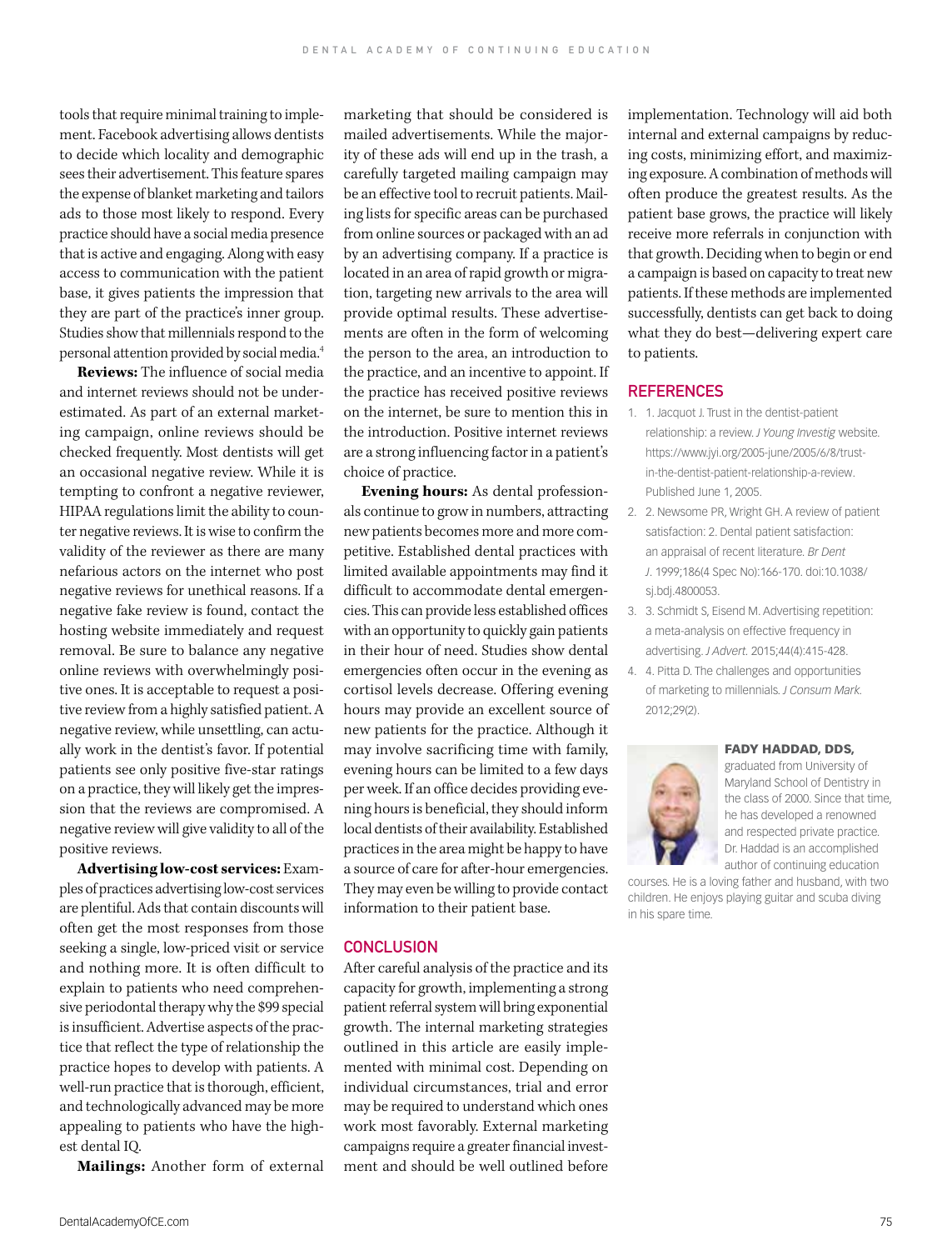tools that require minimal training to implement. Facebook advertising allows dentists to decide which locality and demographic sees their advertisement. This feature spares the expense of blanket marketing and tailors ads to those most likely to respond. Every practice should have a social media presence that is active and engaging. Along with easy access to communication with the patient base, it gives patients the impression that they are part of the practice's inner group. Studies show that millennials respond to the personal attention provided by social media.[4]

**Reviews:** The influence of social media and internet reviews should not be underestimated. As part of an external marketing campaign, online reviews should be checked frequently. Most dentists will get an occasional negative review. While it is tempting to confront a negative reviewer, HIPAA regulations limit the ability to counter negative reviews. It is wise to confirm the validity of the reviewer as there are many nefarious actors on the internet who post negative reviews for unethical reasons. If a negative fake review is found, contact the hosting website immediately and request removal. Be sure to balance any negative online reviews with overwhelmingly positive ones. It is acceptable to request a positive review from a highly satisfied patient. A negative review, while unsettling, can actually work in the dentist's favor. If potential patients see only positive five-star ratings on a practice, they will likely get the impression that the reviews are compromised. A negative review will give validity to all of the positive reviews.

**Advertising low-cost services:** Examples of practices advertising low-cost services are plentiful. Ads that contain discounts will often get the most responses from those seeking a single, low-priced visit or service and nothing more. It is often difficult to explain to patients who need comprehensive periodontal therapy why the $99 special is insufficient. Advertise aspects of the practice that reflect the type of relationship the practice hopes to develop with patients. A well-run practice that is thorough, efficient, and technologically advanced may be more appealing to patients who have the highest dental IQ.

**Mailings:** Another form of external marketing that should be considered is mailed advertisements. While the majority of these ads will end up in the trash, a carefully targeted mailing campaign may be an effective tool to recruit patients. Mailing lists for specific areas can be purchased from online sources or packaged with an ad by an advertising company. If a practice is located in an area of rapid growth or migration, targeting new arrivals to the area will provide optimal results. These advertisements are often in the form of welcoming the person to the area, an introduction to the practice, and an incentive to appoint. If the practice has received positive reviews on the internet, be sure to mention this in the introduction. Positive internet reviews are a strong influencing factor in a patient's choice of practice.

**Evening hours:** As dental professionals continue to grow in numbers, attracting new patients becomes more and more competitive. Established dental practices with limited available appointments may find it difficult to accommodate dental emergencies. This can provide less established offices with an opportunity to quickly gain patients in their hour of need. Studies show dental emergencies often occur in the evening as cortisol levels decrease. Offering evening hours may provide an excellent source of new patients for the practice. Although it may involve sacrificing time with family, evening hours can be limited to a few days per week. If an office decides providing evening hours is beneficial, they should inform local dentists of their availability. Established practices in the area might be happy to have a source of care for after-hour emergencies. They may even be willing to provide contact information to their patient base.

## CONCLUSION

After careful analysis of the practice and its capacity for growth, implementing a strong patient referral system will bring exponential growth. The internal marketing strategies outlined in this article are easily implemented with minimal cost. Depending on individual circumstances, trial and error may be required to understand which ones work most favorably. External marketing campaigns require a greater financial investment and should be well outlined before implementation. Technology will aid both internal and external campaigns by reducing costs, minimizing effort, and maximizing exposure. A combination of methods will often produce the greatest results. As the patient base grows, the practice will likely receive more referrals in conjunction with that growth. Deciding when to begin or end a campaign is based on capacity to treat new patients. If these methods are implemented successfully, dentists can get back to doing what they do best—delivering expert care to patients.

## REFERENCES

1. 1. Jacquot J. Trust in the dentist-patient relationship: a review. *J Young Investig* website. https://www.jyi.org/2005-june/2005/6/8/trust-in-the-dentist-patient-relationship-a-review. Published June 1, 2005.
2. 2. Newsome PR, Wright GH. A review of patient satisfaction: 2. Dental patient satisfaction: an appraisal of recent literature. *Br Dent J*. 1999;186(4 Spec No):166-170. doi:10.1038/sj.bdj.4800053.
3. 3. Schmidt S, Eisend M. Advertising repetition: a meta-analysis on effective frequency in advertising. *J Advert.* 2015;44(4):415-428.
4. 4. Pitta D. The challenges and opportunities of marketing to millennials. *J Consum Mark.* 2012;29(2).

**FADY HADDAD, DDS,** graduated from University of Maryland School of Dentistry in the class of 2000. Since that time, he has developed a renowned and respected private practice. Dr. Haddad is an accomplished author of continuing education courses. He is a loving father and husband, with two children. He enjoys playing guitar and scuba diving in his spare time.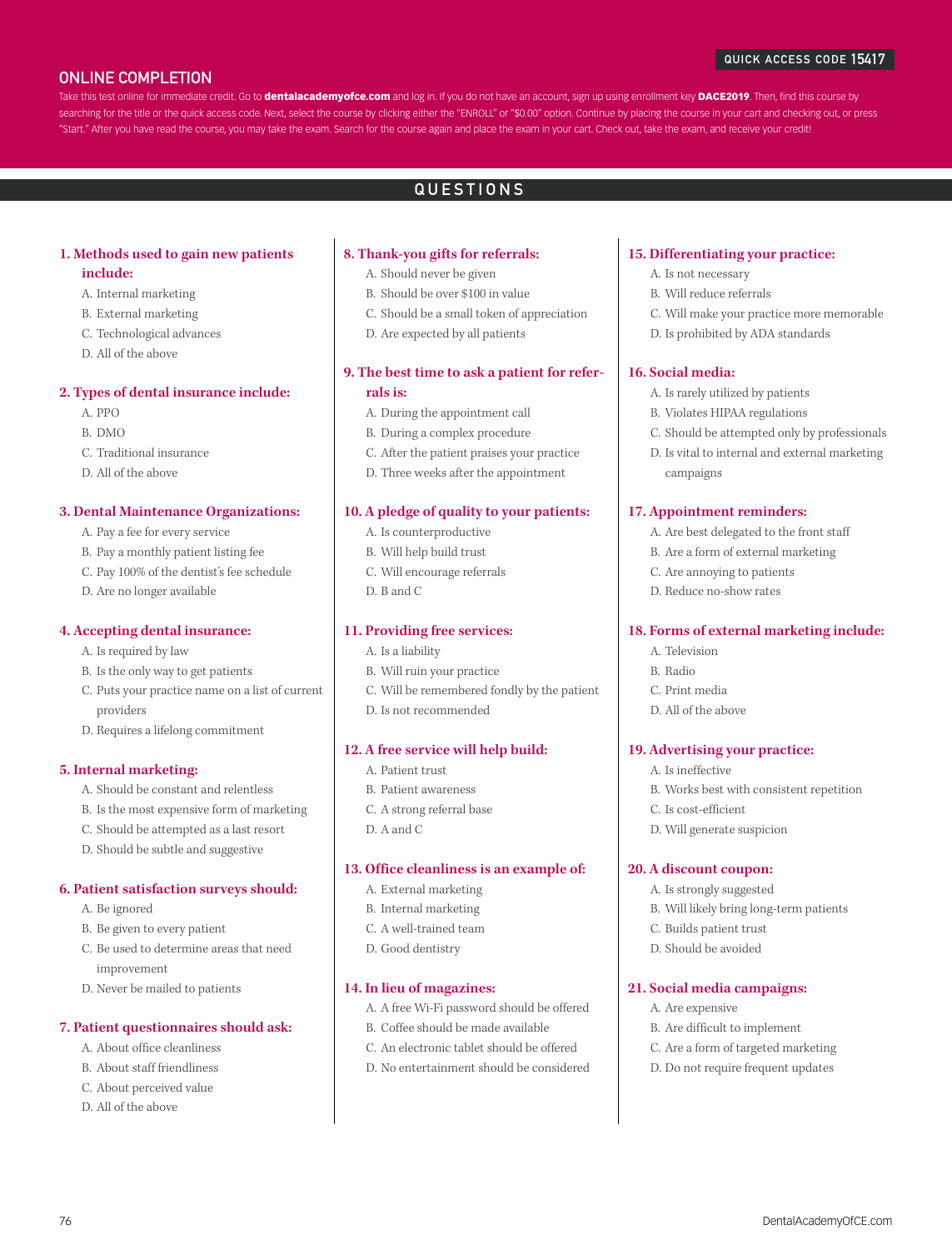QUICK ACCESS CODE 15417

## ONLINE COMPLETION

Take this test online for immediate credit. Go to **dentalacademyofce.com** and log in. If you do not have an account, sign up using enrollment key **DACE2019**. Then, find this course by searching for the title or the quick access code. Next, select the course by clicking either the "ENROLL" or "$0.00" option. Continue by placing the course in your cart and checking out, or press "Start." After you have read the course, you may take the exam. Search for the course again and place the exam in your cart. Check out, take the exam, and receive your credit!

## QUESTIONS

**1. Methods used to gain new patients include:**

A. Internal marketing
B. External marketing
C. Technological advances
D. All of the above

**2. Types of dental insurance include:**

A. PPO
B. DMO
C. Traditional insurance
D. All of the above

**3. Dental Maintenance Organizations:**

A. Pay a fee for every service
B. Pay a monthly patient listing fee
C. Pay 100% of the dentist's fee schedule
D. Are no longer available

**4. Accepting dental insurance:**

A. Is required by law
B. Is the only way to get patients
C. Puts your practice name on a list of current providers
D. Requires a lifelong commitment

**5. Internal marketing:**

A. Should be constant and relentless
B. Is the most expensive form of marketing
C. Should be attempted as a last resort
D. Should be subtle and suggestive

**6. Patient satisfaction surveys should:**

A. Be ignored
B. Be given to every patient
C. Be used to determine areas that need improvement
D. Never be mailed to patients

**7. Patient questionnaires should ask:**

A. About office cleanliness
B. About staff friendliness
C. About perceived value
D. All of the above

**8. Thank-you gifts for referrals:**

A. Should never be given
B. Should be over $100 in value
C. Should be a small token of appreciation
D. Are expected by all patients

**9. The best time to ask a patient for referrals is:**

A. During the appointment call
B. During a complex procedure
C. After the patient praises your practice
D. Three weeks after the appointment

**10. A pledge of quality to your patients:**

A. Is counterproductive
B. Will help build trust
C. Will encourage referrals
D. B and C

**11. Providing free services:**

A. Is a liability
B. Will ruin your practice
C. Will be remembered fondly by the patient
D. Is not recommended

**12. A free service will help build:**

A. Patient trust
B. Patient awareness
C. A strong referral base
D. A and C

**13. Office cleanliness is an example of:**

A. External marketing
B. Internal marketing
C. A well-trained team
D. Good dentistry

**14. In lieu of magazines:**

A. A free Wi-Fi password should be offered
B. Coffee should be made available
C. An electronic tablet should be offered
D. No entertainment should be considered

**15. Differentiating your practice:**

A. Is not necessary
B. Will reduce referrals
C. Will make your practice more memorable
D. Is prohibited by ADA standards

**16. Social media:**

A. Is rarely utilized by patients
B. Violates HIPAA regulations
C. Should be attempted only by professionals
D. Is vital to internal and external marketing campaigns

**17. Appointment reminders:**

A. Are best delegated to the front staff
B. Are a form of external marketing
C. Are annoying to patients
D. Reduce no-show rates

**18. Forms of external marketing include:**

A. Television
B. Radio
C. Print media
D. All of the above

**19. Advertising your practice:**

A. Is ineffective
B. Works best with consistent repetition
C. Is cost-efficient
D. Will generate suspicion

**20. A discount coupon:**

A. Is strongly suggested
B. Will likely bring long-term patients
C. Builds patient trust
D. Should be avoided

**21. Social media campaigns:**

A. Are expensive
B. Are difficult to implement
C. Are a form of targeted marketing
D. Do not require frequent updates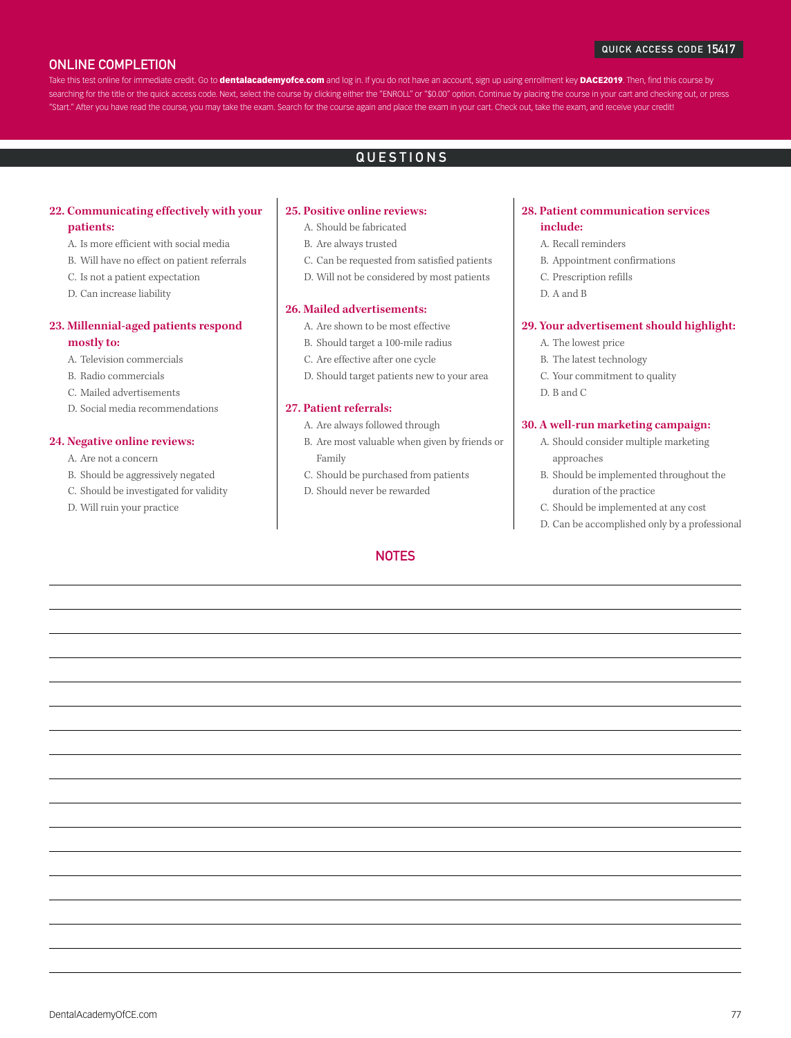QUICK ACCESS CODE 15417

## ONLINE COMPLETION

Take this test online for immediate credit. Go to **dentalacademyofce.com** and log in. If you do not have an account, sign up using enrollment key **DACE2019**. Then, find this course by searching for the title or the quick access code. Next, select the course by clicking either the "ENROLL" or "$0.00" option. Continue by placing the course in your cart and checking out, or press "Start." After you have read the course, you may take the exam. Search for the course again and place the exam in your cart. Check out, take the exam, and receive your credit!

## QUESTIONS

**22. Communicating effectively with your patients:**

A. Is more efficient with social media
B. Will have no effect on patient referrals
C. Is not a patient expectation
D. Can increase liability

**23. Millennial-aged patients respond mostly to:**

A. Television commercials
B. Radio commercials
C. Mailed advertisements
D. Social media recommendations

**24. Negative online reviews:**

A. Are not a concern
B. Should be aggressively negated
C. Should be investigated for validity
D. Will ruin your practice

**25. Positive online reviews:**

A. Should be fabricated
B. Are always trusted
C. Can be requested from satisfied patients
D. Will not be considered by most patients

**26. Mailed advertisements:**

A. Are shown to be most effective
B. Should target a 100-mile radius
C. Are effective after one cycle
D. Should target patients new to your area

**27. Patient referrals:**

A. Are always followed through
B. Are most valuable when given by friends or Family
C. Should be purchased from patients
D. Should never be rewarded

**28. Patient communication services include:**

A. Recall reminders
B. Appointment confirmations
C. Prescription refills
D. A and B

**29. Your advertisement should highlight:**

A. The lowest price
B. The latest technology
C. Your commitment to quality
D. B and C

**30. A well-run marketing campaign:**

A. Should consider multiple marketing approaches
B. Should be implemented throughout the duration of the practice
C. Should be implemented at any cost
D. Can be accomplished only by a professional

## NOTES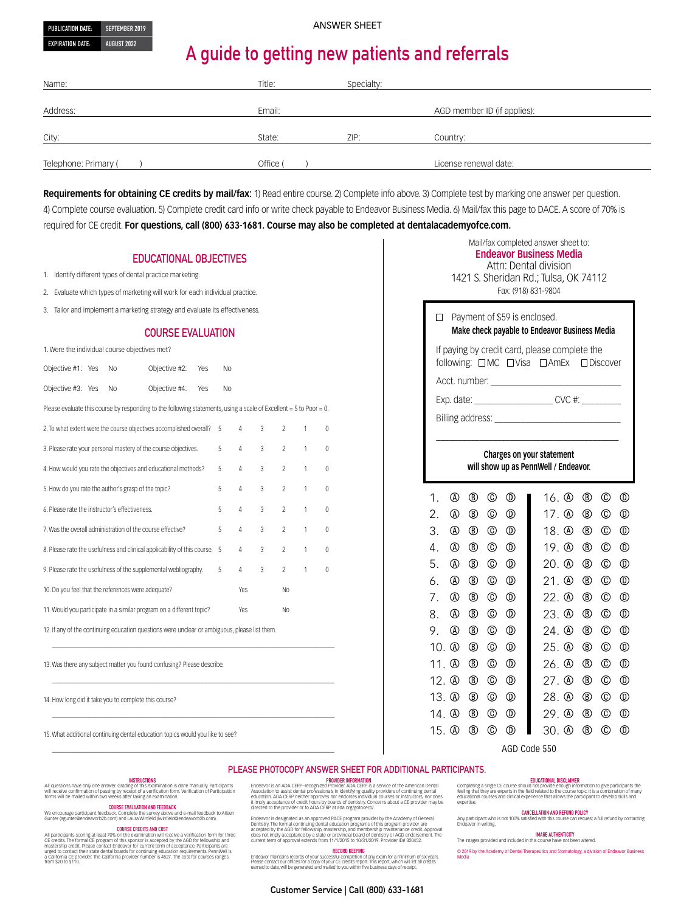| | |
|---|---|
| PUBLICATION DATE: | SEPTEMBER 2019 |
| EXPIRATION DATE: | AUGUST 2022 |

ANSWER SHEET

# A guide to getting new patients and referrals

Name: ______ Title: ______ Specialty: ______

Address: ______ Email: ______ AGD member ID (if applies): ______

City: ______ State: ______ ZIP: ______ Country: ______

Telephone: Primary ( ) ______ Office ( ) ______ License renewal date: ______

**Requirements for obtaining CE credits by mail/fax:** 1) Read entire course. 2) Complete info above. 3) Complete test by marking one answer per question. 4) Complete course evaluation. 5) Complete credit card info or write check payable to Endeavor Business Media. 6) Mail/fax this page to DACE. A score of 70% is required for CE credit. **For questions, call (800) 633-1681. Course may also be completed at dentalacademyofce.com.**

## EDUCATIONAL OBJECTIVES

1. Identify different types of dental practice marketing.
2. Evaluate which types of marketing will work for each individual practice.
3. Tailor and implement a marketing strategy and evaluate its effectiveness.

## COURSE EVALUATION

1. Were the individual course objectives met?

Objective #1: Yes No  Objective #2: Yes No

Objective #3: Yes No  Objective #4: Yes No

Please evaluate this course by responding to the following statements, using a scale of Excellent = 5 to Poor = 0.

| | | | | | | |
|---|---|---|---|---|---|---|
| 2. To what extent were the course objectives accomplished overall? | 5 | 4 | 3 | 2 | 1 | 0 |
| 3. Please rate your personal mastery of the course objectives. | 5 | 4 | 3 | 2 | 1 | 0 |
| 4. How would you rate the objectives and educational methods? | 5 | 4 | 3 | 2 | 1 | 0 |
| 5. How do you rate the author's grasp of the topic? | 5 | 4 | 3 | 2 | 1 | 0 |
| 6. Please rate the instructor's effectiveness. | 5 | 4 | 3 | 2 | 1 | 0 |
| 7. Was the overall administration of the course effective? | 5 | 4 | 3 | 2 | 1 | 0 |
| 8. Please rate the usefulness and clinical applicability of this course. | 5 | 4 | 3 | 2 | 1 | 0 |
| 9. Please rate the usefulness of the supplemental webliography. | 5 | 4 | 3 | 2 | 1 | 0 |

10. Do you feel that the references were adequate? Yes No

11. Would you participate in a similar program on a different topic? Yes No

12. If any of the continuing education questions were unclear or ambiguous, please list them.

______

13. Was there any subject matter you found confusing? Please describe.

______

14. How long did it take you to complete this course?

______

15. What additional continuing dental education topics would you like to see?

______

Mail/fax completed answer sheet to:

**Endeavor Business Media**
Attn: Dental division
1421 S. Sheridan Rd.; Tulsa, OK 74112
Fax: (918) 831-9804

☐ Payment of $59 is enclosed.
**Make check payable to Endeavor Business Media**

If paying by credit card, please complete the following: ☐MC ☐Visa ☐AmEx ☐Discover

Acct. number: ______

Exp. date: ______ CVC #: ______

Billing address: ______

______

**Charges on your statement will show up as PennWell / Endeavor.**

| | | | | | | | | | |
|---|---|---|---|---|---|---|---|---|---|
| 1. | Ⓐ | Ⓑ | Ⓒ | Ⓓ | 16. | Ⓐ | Ⓑ | Ⓒ | Ⓓ |
| 2. | Ⓐ | Ⓑ | Ⓒ | Ⓓ | 17. | Ⓐ | Ⓑ | Ⓒ | Ⓓ |
| 3. | Ⓐ | Ⓑ | Ⓒ | Ⓓ | 18. | Ⓐ | Ⓑ | Ⓒ | Ⓓ |
| 4. | Ⓐ | Ⓑ | Ⓒ | Ⓓ | 19. | Ⓐ | Ⓑ | Ⓒ | Ⓓ |
| 5. | Ⓐ | Ⓑ | Ⓒ | Ⓓ | 20. | Ⓐ | Ⓑ | Ⓒ | Ⓓ |
| 6. | Ⓐ | Ⓑ | Ⓒ | Ⓓ | 21. | Ⓐ | Ⓑ | Ⓒ | Ⓓ |
| 7. | Ⓐ | Ⓑ | Ⓒ | Ⓓ | 22. | Ⓐ | Ⓑ | Ⓒ | Ⓓ |
| 8. | Ⓐ | Ⓑ | Ⓒ | Ⓓ | 23. | Ⓐ | Ⓑ | Ⓒ | Ⓓ |
| 9. | Ⓐ | Ⓑ | Ⓒ | Ⓓ | 24. | Ⓐ | Ⓑ | Ⓒ | Ⓓ |
| 10. | Ⓐ | Ⓑ | Ⓒ | Ⓓ | 25. | Ⓐ | Ⓑ | Ⓒ | Ⓓ |
| 11. | Ⓐ | Ⓑ | Ⓒ | Ⓓ | 26. | Ⓐ | Ⓑ | Ⓒ | Ⓓ |
| 12. | Ⓐ | Ⓑ | Ⓒ | Ⓓ | 27. | Ⓐ | Ⓑ | Ⓒ | Ⓓ |
| 13. | Ⓐ | Ⓑ | Ⓒ | Ⓓ | 28. | Ⓐ | Ⓑ | Ⓒ | Ⓓ |
| 14. | Ⓐ | Ⓑ | Ⓒ | Ⓓ | 29. | Ⓐ | Ⓑ | Ⓒ | Ⓓ |
| 15. | Ⓐ | Ⓑ | Ⓒ | Ⓓ | 30. | Ⓐ | Ⓑ | Ⓒ | Ⓓ |

AGD Code 550

**PLEASE PHOTOCOPY ANSWER SHEET FOR ADDITIONAL PARTICIPANTS.**

### INSTRUCTIONS

All questions have only one answer. Grading of this examination is done manually. Participants will receive confirmation of passing by receipt of a verification form. Verification of Participation forms will be mailed within two weeks after taking an examination.

### COURSE EVALUATION AND FEEDBACK

We encourage participant feedback. Complete the survey above and e-mail feedback to Aileen Gunter (agunter@endeavorb2b.com) and Laura Winfield (lwinfield@endeavorb2b.com).

### COURSE CREDITS AND COST

All participants scoring at least 70% on the examination will receive a verification form for three CE credits. The formal CE program of this sponsor is accepted by the AGD for fellowship and mastership credit. Please contact Endeavor for current term of acceptance. Participants are urged to contact their state dental boards for continuing education requirements. PennWell is a California CE provider. The California provider number is 4527. The cost for courses ranges from $20 to $110.

### PROVIDER INFORMATION

Endeavor is an ADA CERP–recognized Provider. ADA CERP is a service of the American Dental Association to assist dental professionals in identifying quality providers of continuing dental education. ADA CERP neither approves nor endorses individual courses or instructors, nor does it imply acceptance of credit hours by boards of dentistry. Concerns about a CE provider may be directed to the provider or to ADA CERP at ada.org/gotocerp/.

Endeavor is designated as an approved PACE program provider by the Academy of General Dentistry. The formal continuing dental education programs of this program provider are accepted by the AGD for fellowship, mastership, and membership maintenance credit. Approval does not imply acceptance by a state or provincial board of dentistry or AGD endorsement. The current term of approval extends from 11/1/2015 to 10/31/2019. Provider ID# 320452.

### RECORD KEEPING

Endeavor maintains records of your successful completion of any exam for a minimum of six years. Please contact our offices for a copy of your CE credits report. This report, which will list all credits earned to date, will be generated and mailed to you within five business days of receipt.

### EDUCATIONAL DISCLAIMER

Completing a single CE course should not provide enough information to give participants the feeling that they are experts in the field related to the course topic. It is a combination of many educational courses and clinical experience that allows the participant to develop skills and expertise.

### CANCELLATION AND REFUND POLICY

Any participant who is not 100% satisfied with this course can request a full refund by contacting Endeavor in writing.

### IMAGE AUTHENTICITY

The images provided and included in this course have not been altered.

© 2019 by the Academy of Dental Therapeutics and Stomatology, a division of Endeavor Business Media

**Customer Service | Call (800) 633-1681**